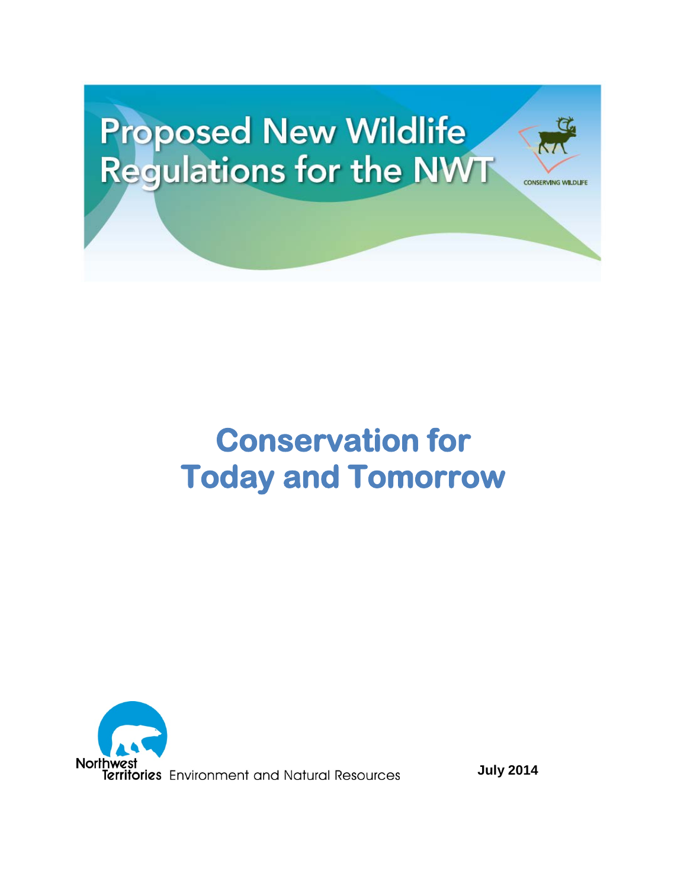# Proposed New Wildlife Regulations for the NWT

CONSERVING WILDLIFE

## Conservation for Today and Tomorrow

Northwest Territories Environment and Natural Resources

**July 2014**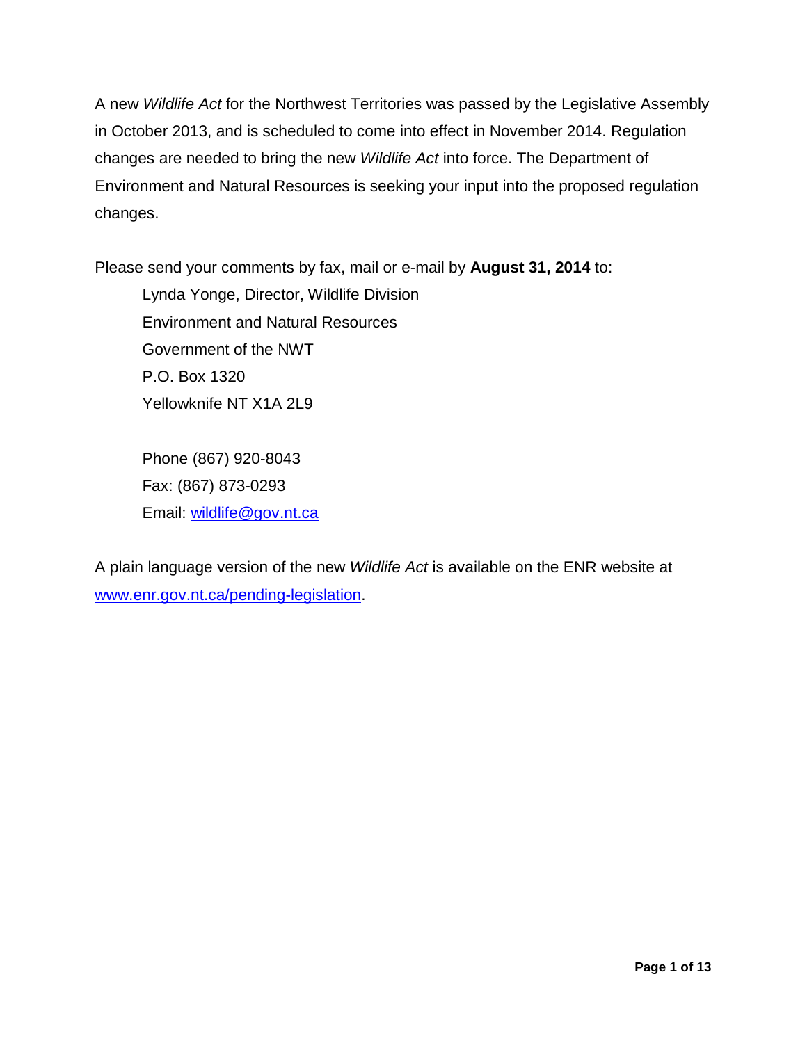A new *Wildlife Act* for the Northwest Territories was passed by the Legislative Assembly in October 2013, and is scheduled to come into effect in November 2014. Regulation changes are needed to bring the new *Wildlife Act* into force. The Department of Environment and Natural Resources is seeking your input into the proposed regulation changes.

Please send your comments by fax, mail or e-mail by **August 31, 2014** to:

Lynda Yonge, Director, Wildlife Division
Environment and Natural Resources
Government of the NWT
P.O. Box 1320
Yellowknife NT X1A 2L9

Phone (867) 920-8043
Fax: (867) 873-0293
Email: wildlife@gov.nt.ca

A plain language version of the new *Wildlife Act* is available on the ENR website at www.enr.gov.nt.ca/pending-legislation.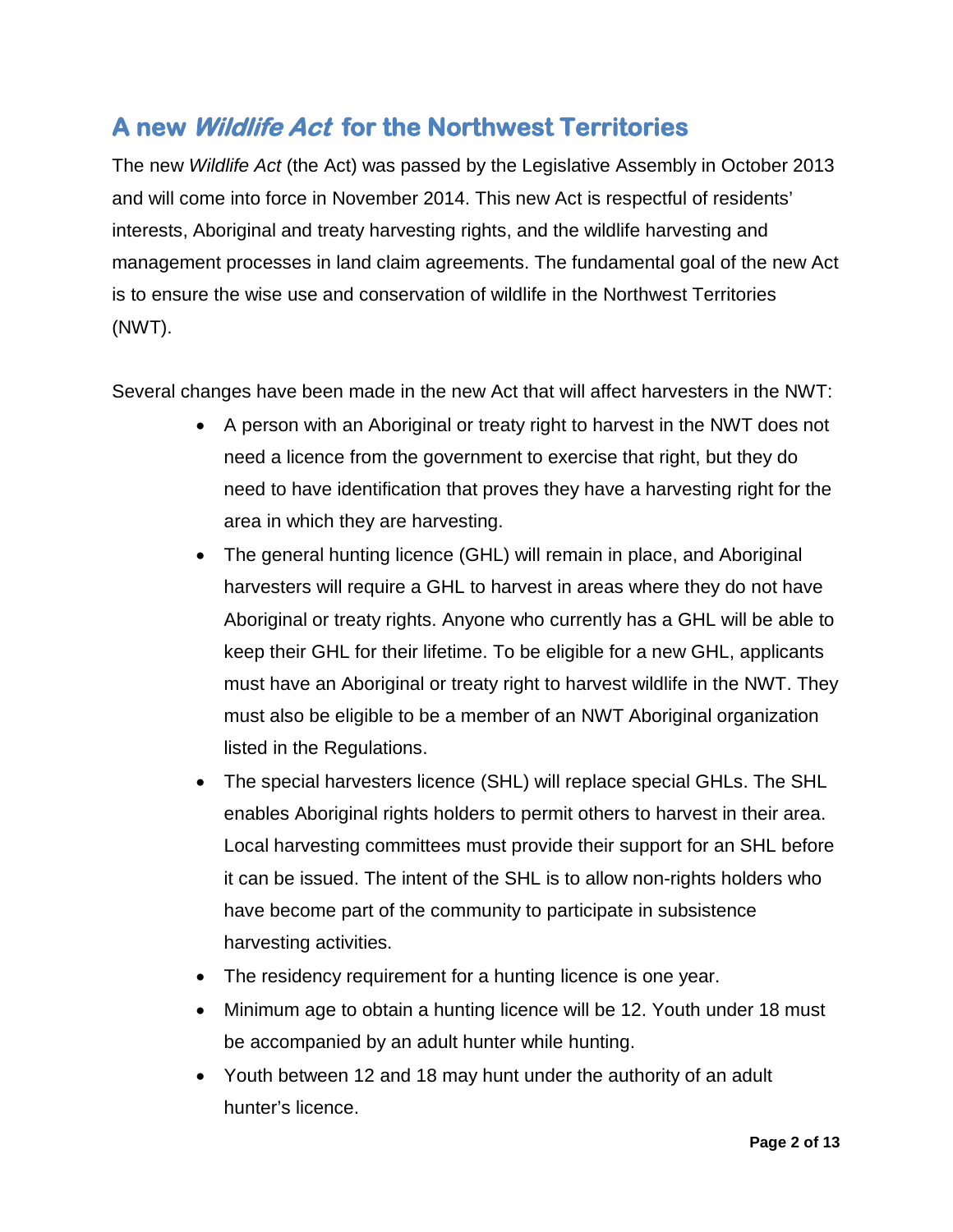## A new *Wildlife Act* for the Northwest Territories

The new *Wildlife Act* (the Act) was passed by the Legislative Assembly in October 2013 and will come into force in November 2014. This new Act is respectful of residents' interests, Aboriginal and treaty harvesting rights, and the wildlife harvesting and management processes in land claim agreements. The fundamental goal of the new Act is to ensure the wise use and conservation of wildlife in the Northwest Territories (NWT).

Several changes have been made in the new Act that will affect harvesters in the NWT:

- A person with an Aboriginal or treaty right to harvest in the NWT does not need a licence from the government to exercise that right, but they do need to have identification that proves they have a harvesting right for the area in which they are harvesting.
- The general hunting licence (GHL) will remain in place, and Aboriginal harvesters will require a GHL to harvest in areas where they do not have Aboriginal or treaty rights. Anyone who currently has a GHL will be able to keep their GHL for their lifetime. To be eligible for a new GHL, applicants must have an Aboriginal or treaty right to harvest wildlife in the NWT. They must also be eligible to be a member of an NWT Aboriginal organization listed in the Regulations.
- The special harvesters licence (SHL) will replace special GHLs. The SHL enables Aboriginal rights holders to permit others to harvest in their area. Local harvesting committees must provide their support for an SHL before it can be issued. The intent of the SHL is to allow non-rights holders who have become part of the community to participate in subsistence harvesting activities.
- The residency requirement for a hunting licence is one year.
- Minimum age to obtain a hunting licence will be 12. Youth under 18 must be accompanied by an adult hunter while hunting.
- Youth between 12 and 18 may hunt under the authority of an adult hunter's licence.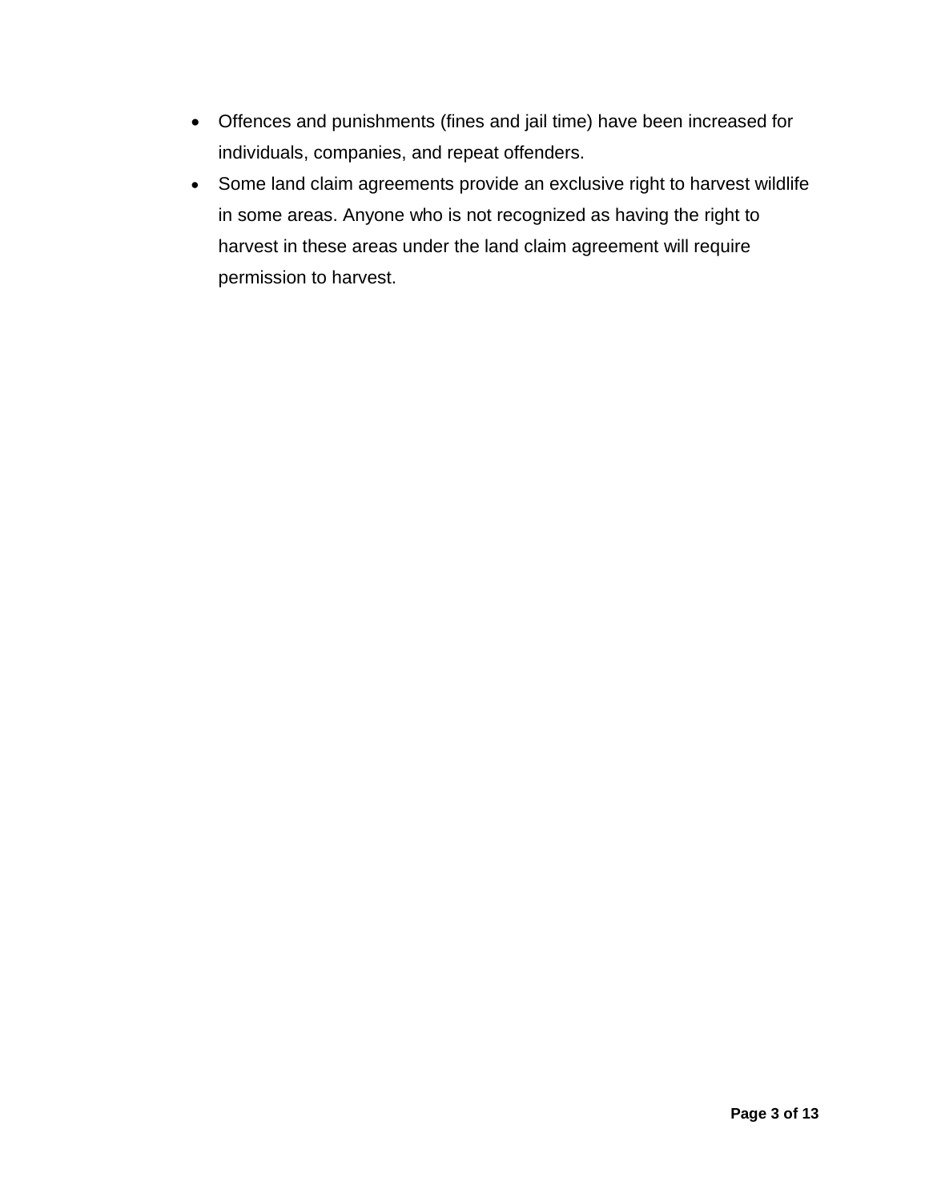- Offences and punishments (fines and jail time) have been increased for individuals, companies, and repeat offenders.
- Some land claim agreements provide an exclusive right to harvest wildlife in some areas. Anyone who is not recognized as having the right to harvest in these areas under the land claim agreement will require permission to harvest.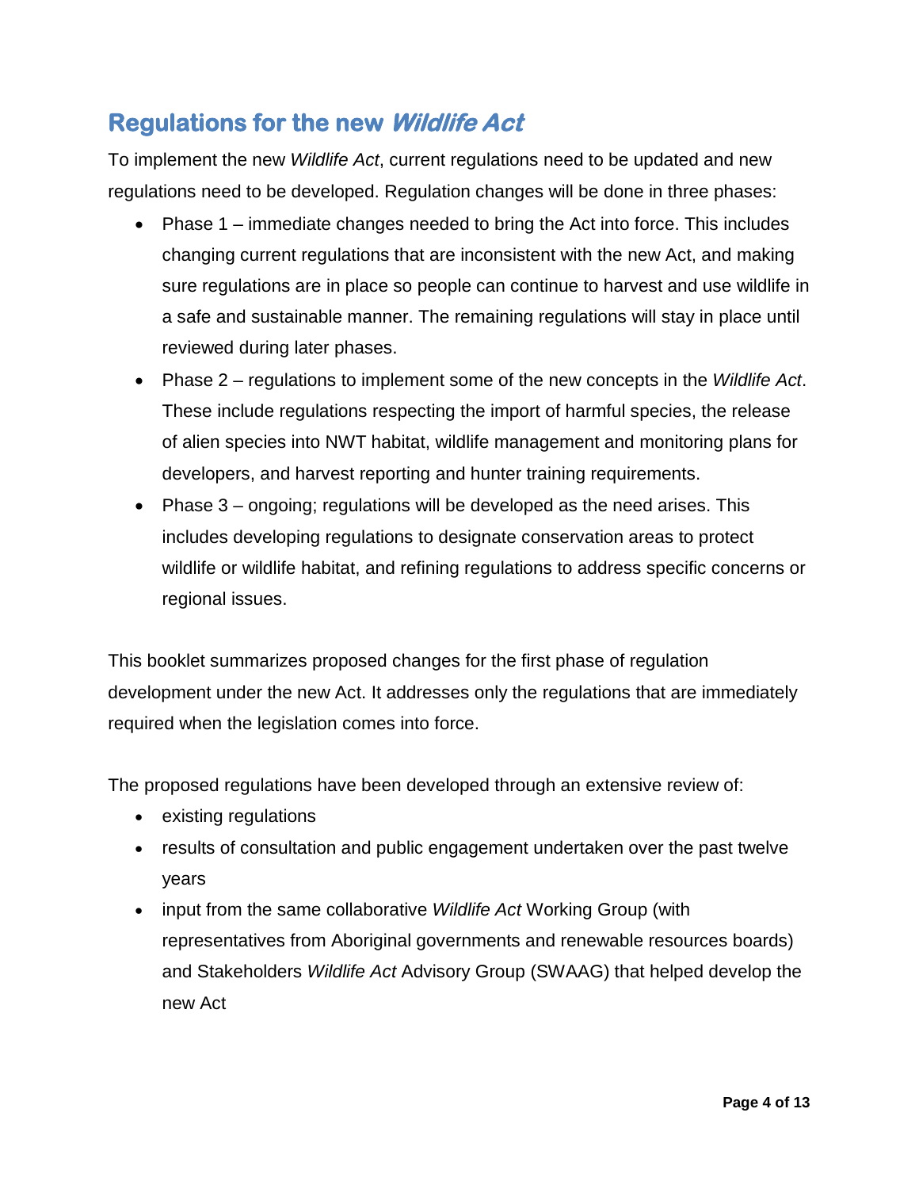## Regulations for the new *Wildlife Act*

To implement the new *Wildlife Act*, current regulations need to be updated and new regulations need to be developed. Regulation changes will be done in three phases:

- Phase 1 – immediate changes needed to bring the Act into force. This includes changing current regulations that are inconsistent with the new Act, and making sure regulations are in place so people can continue to harvest and use wildlife in a safe and sustainable manner. The remaining regulations will stay in place until reviewed during later phases.
- Phase 2 – regulations to implement some of the new concepts in the *Wildlife Act*. These include regulations respecting the import of harmful species, the release of alien species into NWT habitat, wildlife management and monitoring plans for developers, and harvest reporting and hunter training requirements.
- Phase 3 – ongoing; regulations will be developed as the need arises. This includes developing regulations to designate conservation areas to protect wildlife or wildlife habitat, and refining regulations to address specific concerns or regional issues.

This booklet summarizes proposed changes for the first phase of regulation development under the new Act. It addresses only the regulations that are immediately required when the legislation comes into force.

The proposed regulations have been developed through an extensive review of:

- existing regulations
- results of consultation and public engagement undertaken over the past twelve years
- input from the same collaborative *Wildlife Act* Working Group (with representatives from Aboriginal governments and renewable resources boards) and Stakeholders *Wildlife Act* Advisory Group (SWAAG) that helped develop the new Act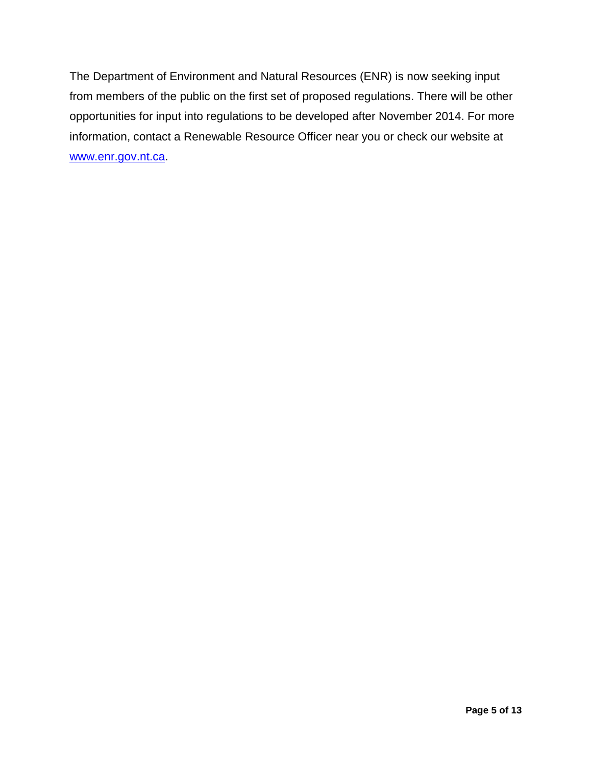The Department of Environment and Natural Resources (ENR) is now seeking input from members of the public on the first set of proposed regulations. There will be other opportunities for input into regulations to be developed after November 2014. For more information, contact a Renewable Resource Officer near you or check our website at [www.enr.gov.nt.ca](http://www.enr.gov.nt.ca).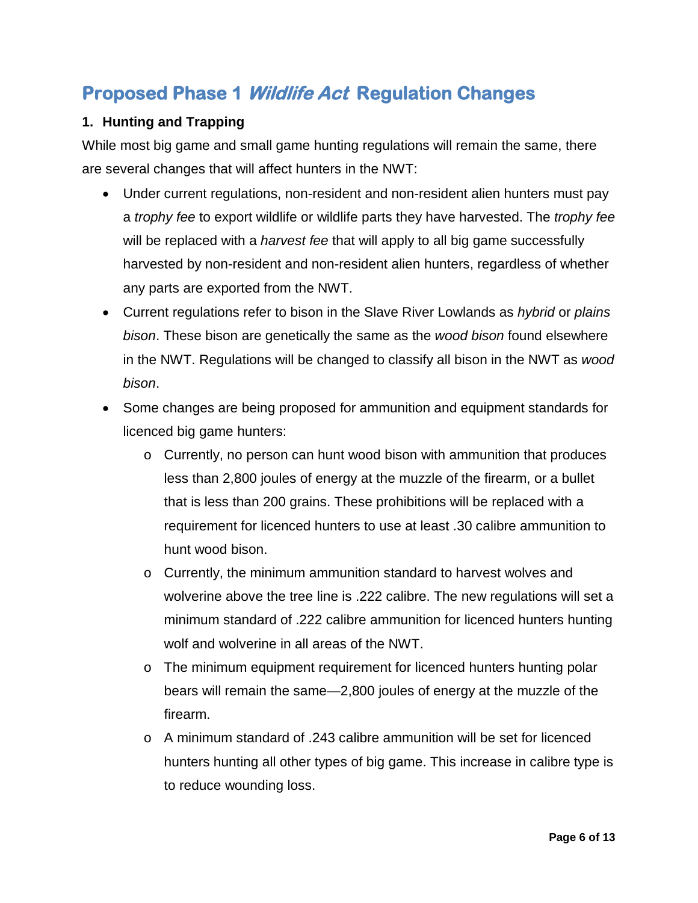## Proposed Phase 1 *Wildlife Act* Regulation Changes

### 1. Hunting and Trapping

While most big game and small game hunting regulations will remain the same, there are several changes that will affect hunters in the NWT:

- Under current regulations, non-resident and non-resident alien hunters must pay a *trophy fee* to export wildlife or wildlife parts they have harvested. The *trophy fee* will be replaced with a *harvest fee* that will apply to all big game successfully harvested by non-resident and non-resident alien hunters, regardless of whether any parts are exported from the NWT.
- Current regulations refer to bison in the Slave River Lowlands as *hybrid* or *plains bison*. These bison are genetically the same as the *wood bison* found elsewhere in the NWT. Regulations will be changed to classify all bison in the NWT as *wood bison*.
- Some changes are being proposed for ammunition and equipment standards for licenced big game hunters:
  - Currently, no person can hunt wood bison with ammunition that produces less than 2,800 joules of energy at the muzzle of the firearm, or a bullet that is less than 200 grains. These prohibitions will be replaced with a requirement for licenced hunters to use at least .30 calibre ammunition to hunt wood bison.
  - Currently, the minimum ammunition standard to harvest wolves and wolverine above the tree line is .222 calibre. The new regulations will set a minimum standard of .222 calibre ammunition for licenced hunters hunting wolf and wolverine in all areas of the NWT.
  - The minimum equipment requirement for licenced hunters hunting polar bears will remain the same—2,800 joules of energy at the muzzle of the firearm.
  - A minimum standard of .243 calibre ammunition will be set for licenced hunters hunting all other types of big game. This increase in calibre type is to reduce wounding loss.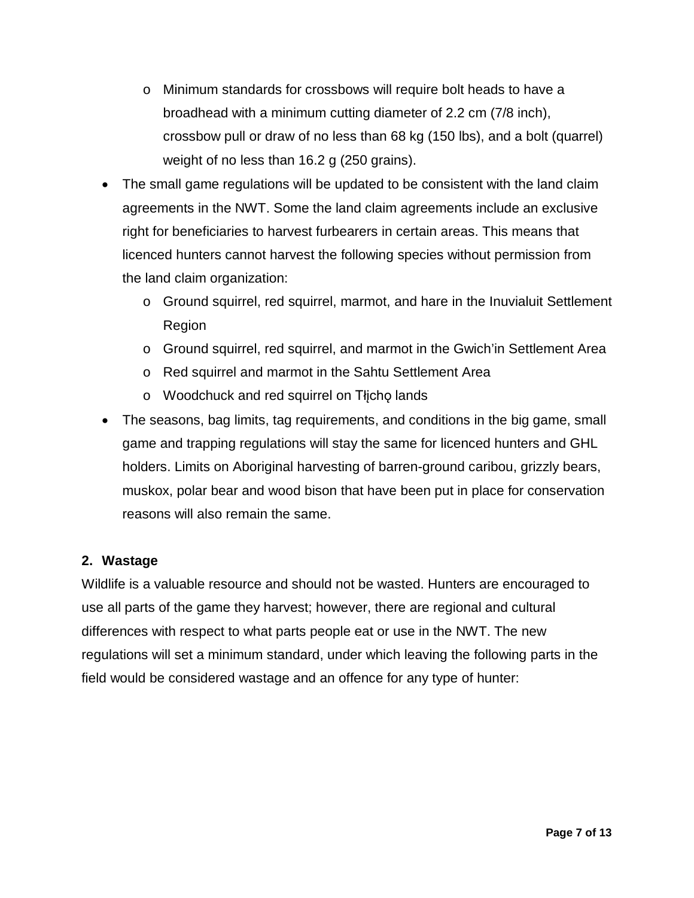- Minimum standards for crossbows will require bolt heads to have a broadhead with a minimum cutting diameter of 2.2 cm (7/8 inch), crossbow pull or draw of no less than 68 kg (150 lbs), and a bolt (quarrel) weight of no less than 16.2 g (250 grains).
- The small game regulations will be updated to be consistent with the land claim agreements in the NWT. Some the land claim agreements include an exclusive right for beneficiaries to harvest furbearers in certain areas. This means that licenced hunters cannot harvest the following species without permission from the land claim organization:
   - Ground squirrel, red squirrel, marmot, and hare in the Inuvialuit Settlement Region
   - Ground squirrel, red squirrel, and marmot in the Gwich'in Settlement Area
   - Red squirrel and marmot in the Sahtu Settlement Area
   - Woodchuck and red squirrel on Tłı̨chǫ lands
- The seasons, bag limits, tag requirements, and conditions in the big game, small game and trapping regulations will stay the same for licenced hunters and GHL holders. Limits on Aboriginal harvesting of barren-ground caribou, grizzly bears, muskox, polar bear and wood bison that have been put in place for conservation reasons will also remain the same.

## 2. Wastage

Wildlife is a valuable resource and should not be wasted. Hunters are encouraged to use all parts of the game they harvest; however, there are regional and cultural differences with respect to what parts people eat or use in the NWT. The new regulations will set a minimum standard, under which leaving the following parts in the field would be considered wastage and an offence for any type of hunter: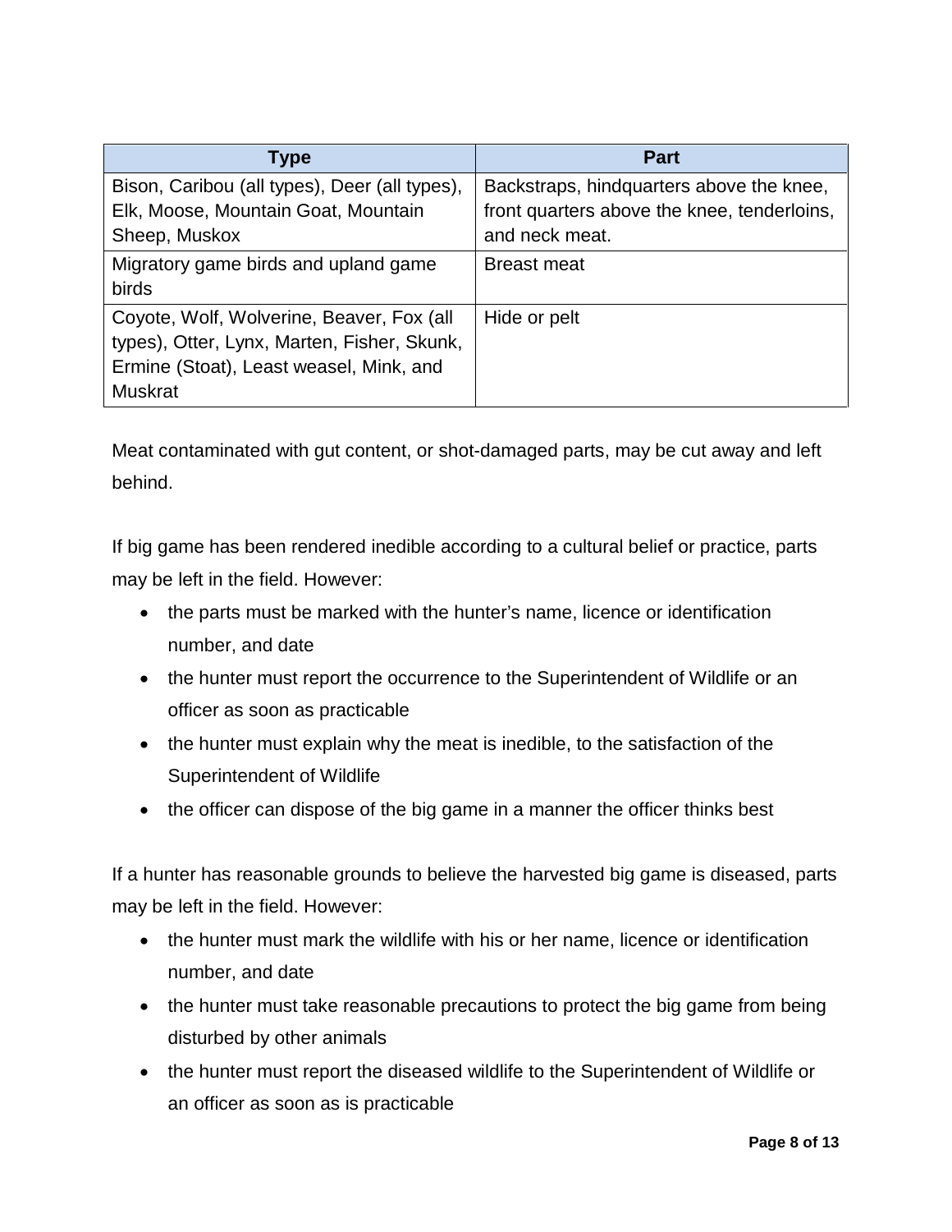| Type | Part |
|---|---|
| Bison, Caribou (all types), Deer (all types), Elk, Moose, Mountain Goat, Mountain Sheep, Muskox | Backstraps, hindquarters above the knee, front quarters above the knee, tenderloins, and neck meat. |
| Migratory game birds and upland game birds | Breast meat |
| Coyote, Wolf, Wolverine, Beaver, Fox (all types), Otter, Lynx, Marten, Fisher, Skunk, Ermine (Stoat), Least weasel, Mink, and Muskrat | Hide or pelt |

Meat contaminated with gut content, or shot-damaged parts, may be cut away and left behind.

If big game has been rendered inedible according to a cultural belief or practice, parts may be left in the field. However:

- the parts must be marked with the hunter's name, licence or identification number, and date
- the hunter must report the occurrence to the Superintendent of Wildlife or an officer as soon as practicable
- the hunter must explain why the meat is inedible, to the satisfaction of the Superintendent of Wildlife
- the officer can dispose of the big game in a manner the officer thinks best

If a hunter has reasonable grounds to believe the harvested big game is diseased, parts may be left in the field. However:

- the hunter must mark the wildlife with his or her name, licence or identification number, and date
- the hunter must take reasonable precautions to protect the big game from being disturbed by other animals
- the hunter must report the diseased wildlife to the Superintendent of Wildlife or an officer as soon as is practicable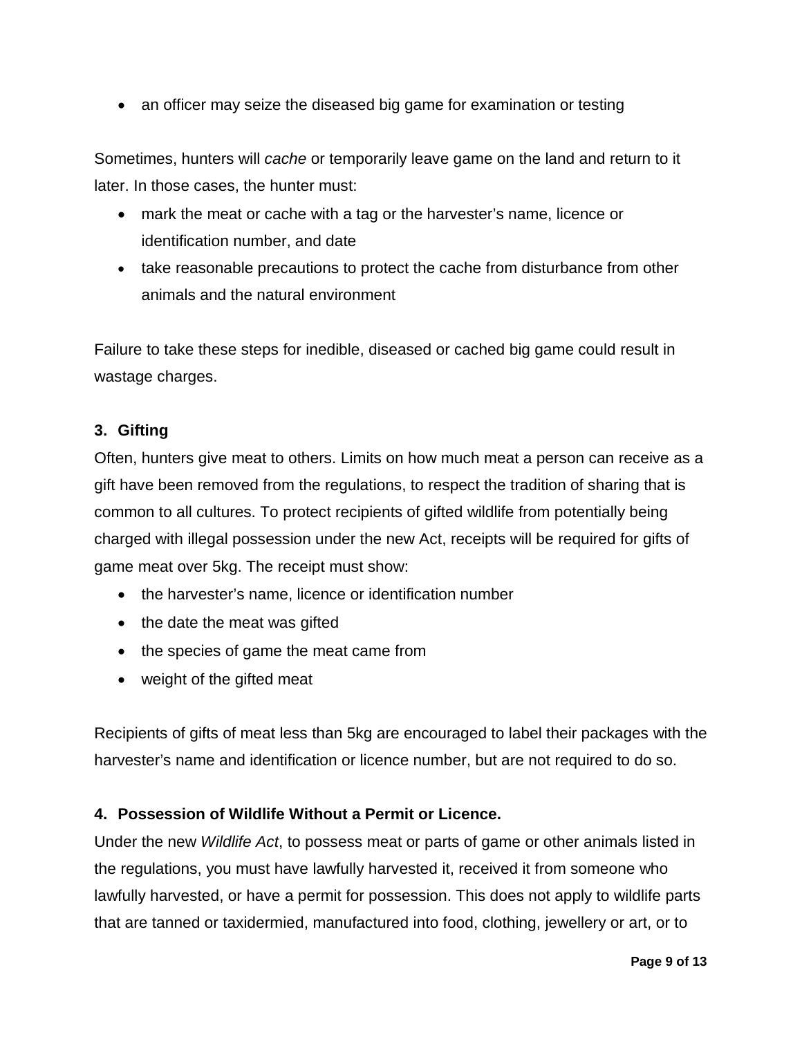- an officer may seize the diseased big game for examination or testing

Sometimes, hunters will *cache* or temporarily leave game on the land and return to it later. In those cases, the hunter must:

- mark the meat or cache with a tag or the harvester's name, licence or identification number, and date
- take reasonable precautions to protect the cache from disturbance from other animals and the natural environment

Failure to take these steps for inedible, diseased or cached big game could result in wastage charges.

### 3. Gifting

Often, hunters give meat to others. Limits on how much meat a person can receive as a gift have been removed from the regulations, to respect the tradition of sharing that is common to all cultures. To protect recipients of gifted wildlife from potentially being charged with illegal possession under the new Act, receipts will be required for gifts of game meat over 5kg. The receipt must show:

- the harvester's name, licence or identification number
- the date the meat was gifted
- the species of game the meat came from
- weight of the gifted meat

Recipients of gifts of meat less than 5kg are encouraged to label their packages with the harvester's name and identification or licence number, but are not required to do so.

### 4. Possession of Wildlife Without a Permit or Licence.

Under the new *Wildlife Act*, to possess meat or parts of game or other animals listed in the regulations, you must have lawfully harvested it, received it from someone who lawfully harvested, or have a permit for possession. This does not apply to wildlife parts that are tanned or taxidermied, manufactured into food, clothing, jewellery or art, or to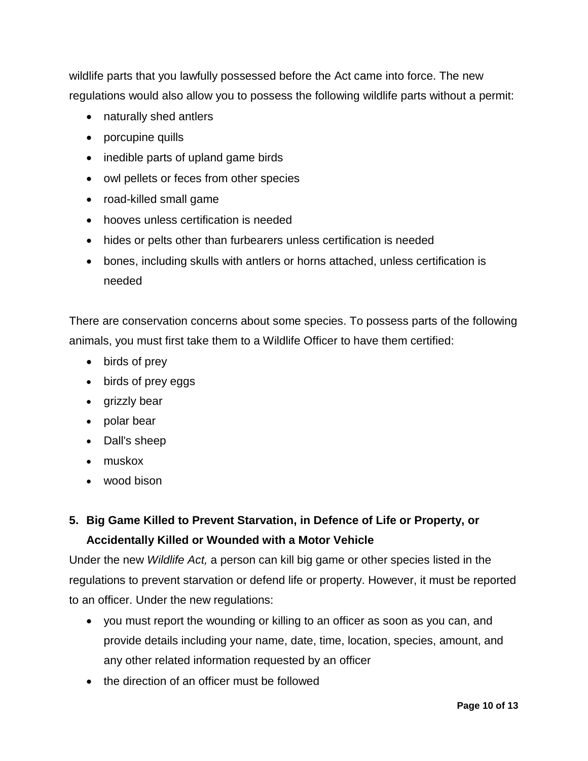wildlife parts that you lawfully possessed before the Act came into force. The new regulations would also allow you to possess the following wildlife parts without a permit:

- naturally shed antlers
- porcupine quills
- inedible parts of upland game birds
- owl pellets or feces from other species
- road-killed small game
- hooves unless certification is needed
- hides or pelts other than furbearers unless certification is needed
- bones, including skulls with antlers or horns attached, unless certification is needed

There are conservation concerns about some species. To possess parts of the following animals, you must first take them to a Wildlife Officer to have them certified:

- birds of prey
- birds of prey eggs
- grizzly bear
- polar bear
- Dall's sheep
- muskox
- wood bison

## 5. Big Game Killed to Prevent Starvation, in Defence of Life or Property, or Accidentally Killed or Wounded with a Motor Vehicle

Under the new *Wildlife Act,* a person can kill big game or other species listed in the regulations to prevent starvation or defend life or property. However, it must be reported to an officer. Under the new regulations:

- you must report the wounding or killing to an officer as soon as you can, and provide details including your name, date, time, location, species, amount, and any other related information requested by an officer
- the direction of an officer must be followed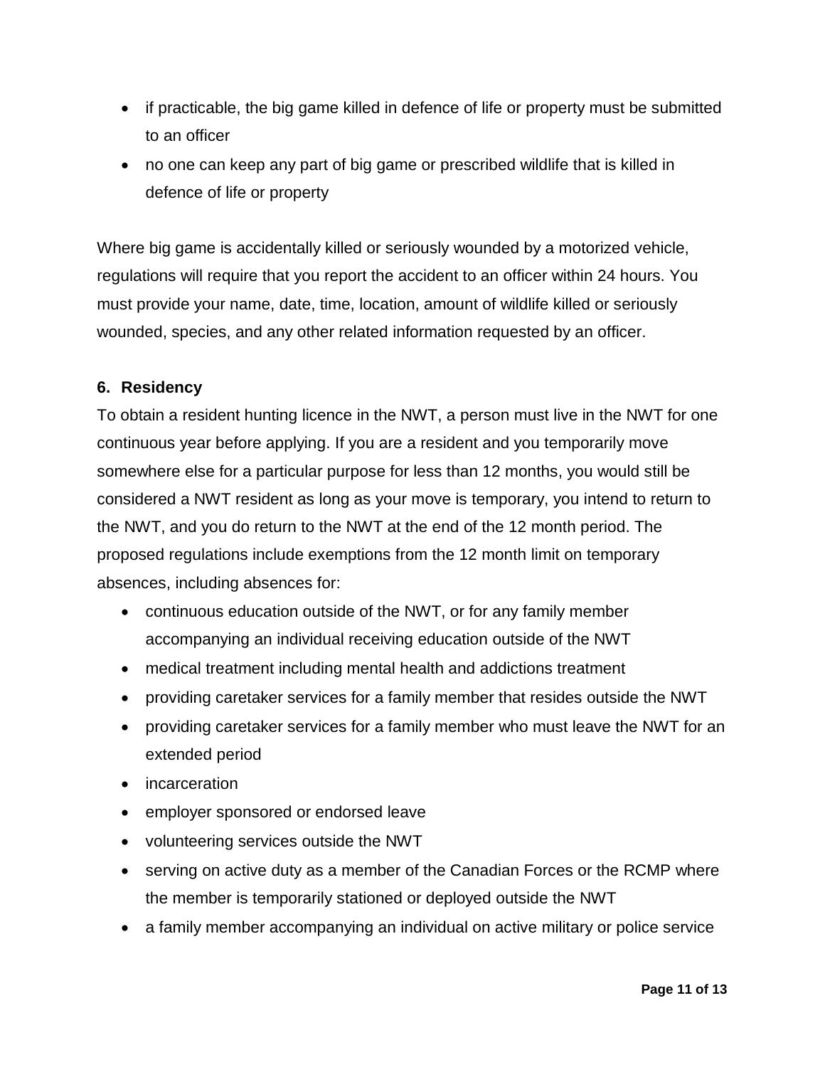- if practicable, the big game killed in defence of life or property must be submitted to an officer
- no one can keep any part of big game or prescribed wildlife that is killed in defence of life or property

Where big game is accidentally killed or seriously wounded by a motorized vehicle, regulations will require that you report the accident to an officer within 24 hours. You must provide your name, date, time, location, amount of wildlife killed or seriously wounded, species, and any other related information requested by an officer.

### 6. Residency

To obtain a resident hunting licence in the NWT, a person must live in the NWT for one continuous year before applying. If you are a resident and you temporarily move somewhere else for a particular purpose for less than 12 months, you would still be considered a NWT resident as long as your move is temporary, you intend to return to the NWT, and you do return to the NWT at the end of the 12 month period. The proposed regulations include exemptions from the 12 month limit on temporary absences, including absences for:

- continuous education outside of the NWT, or for any family member accompanying an individual receiving education outside of the NWT
- medical treatment including mental health and addictions treatment
- providing caretaker services for a family member that resides outside the NWT
- providing caretaker services for a family member who must leave the NWT for an extended period
- incarceration
- employer sponsored or endorsed leave
- volunteering services outside the NWT
- serving on active duty as a member of the Canadian Forces or the RCMP where the member is temporarily stationed or deployed outside the NWT
- a family member accompanying an individual on active military or police service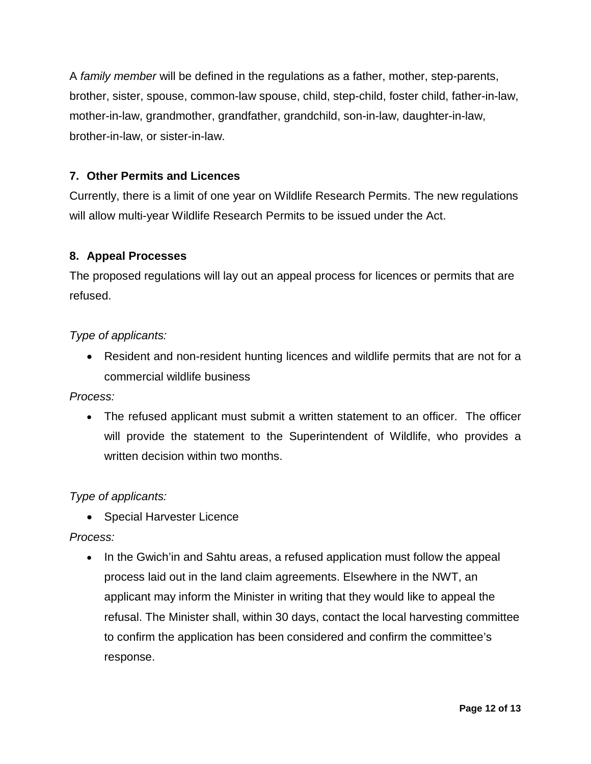A *family member* will be defined in the regulations as a father, mother, step-parents, brother, sister, spouse, common-law spouse, child, step-child, foster child, father-in-law, mother-in-law, grandmother, grandfather, grandchild, son-in-law, daughter-in-law, brother-in-law, or sister-in-law.

## 7. Other Permits and Licences

Currently, there is a limit of one year on Wildlife Research Permits. The new regulations will allow multi-year Wildlife Research Permits to be issued under the Act.

## 8. Appeal Processes

The proposed regulations will lay out an appeal process for licences or permits that are refused.

*Type of applicants:*

- Resident and non-resident hunting licences and wildlife permits that are not for a commercial wildlife business

*Process:*

- The refused applicant must submit a written statement to an officer. The officer will provide the statement to the Superintendent of Wildlife, who provides a written decision within two months.

*Type of applicants:*

- Special Harvester Licence

*Process:*

- In the Gwich'in and Sahtu areas, a refused application must follow the appeal process laid out in the land claim agreements. Elsewhere in the NWT, an applicant may inform the Minister in writing that they would like to appeal the refusal. The Minister shall, within 30 days, contact the local harvesting committee to confirm the application has been considered and confirm the committee's response.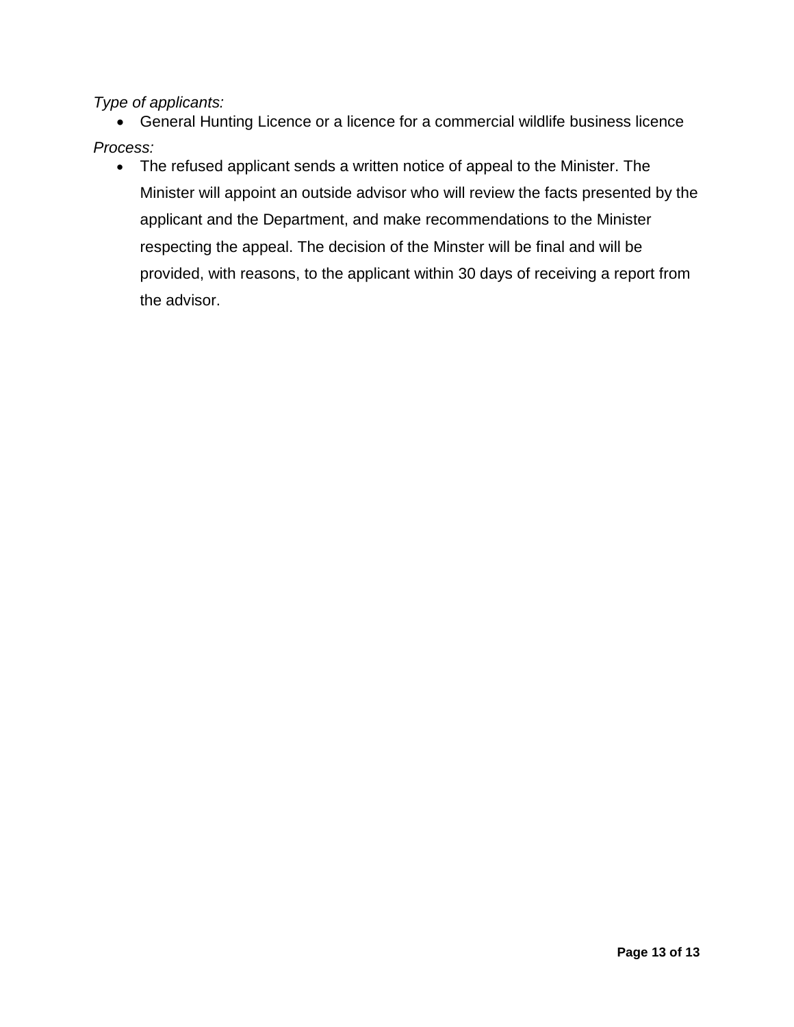*Type of applicants:*

- General Hunting Licence or a licence for a commercial wildlife business licence

*Process:*

- The refused applicant sends a written notice of appeal to the Minister. The Minister will appoint an outside advisor who will review the facts presented by the applicant and the Department, and make recommendations to the Minister respecting the appeal. The decision of the Minster will be final and will be provided, with reasons, to the applicant within 30 days of receiving a report from the advisor.